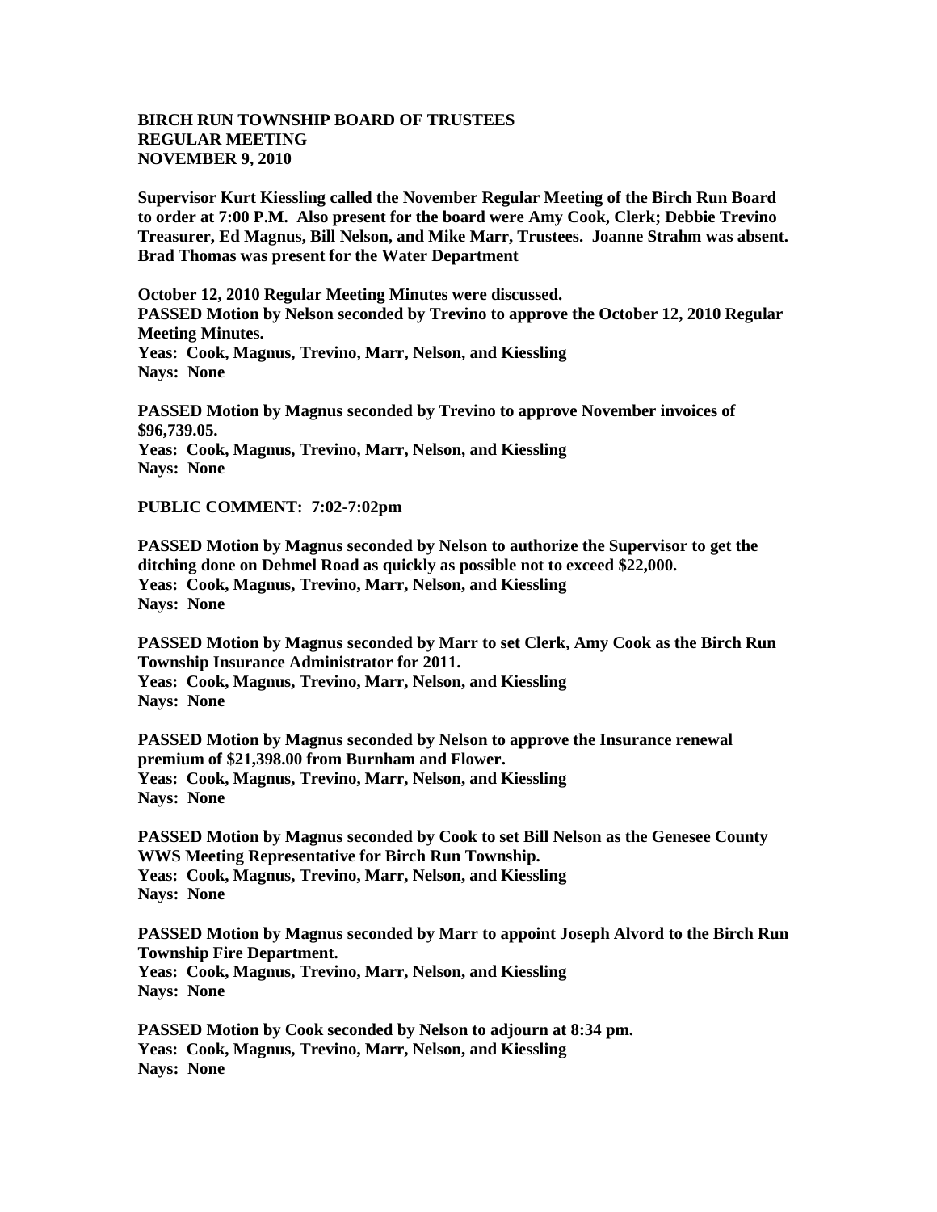**BIRCH RUN TOWNSHIP BOARD OF TRUSTEES**
**REGULAR MEETING**
**NOVEMBER 9, 2010**

**Supervisor Kurt Kiessling called the November Regular Meeting of the Birch Run Board to order at 7:00 P.M. Also present for the board were Amy Cook, Clerk; Debbie Trevino Treasurer, Ed Magnus, Bill Nelson, and Mike Marr, Trustees. Joanne Strahm was absent. Brad Thomas was present for the Water Department**

**October 12, 2010 Regular Meeting Minutes were discussed.**
**PASSED Motion by Nelson seconded by Trevino to approve the October 12, 2010 Regular Meeting Minutes.**
**Yeas: Cook, Magnus, Trevino, Marr, Nelson, and Kiessling**
**Nays: None**

**PASSED Motion by Magnus seconded by Trevino to approve November invoices of $96,739.05.**
**Yeas: Cook, Magnus, Trevino, Marr, Nelson, and Kiessling**
**Nays: None**

**PUBLIC COMMENT: 7:02-7:02pm**

**PASSED Motion by Magnus seconded by Nelson to authorize the Supervisor to get the ditching done on Dehmel Road as quickly as possible not to exceed $22,000.**
**Yeas: Cook, Magnus, Trevino, Marr, Nelson, and Kiessling**
**Nays: None**

**PASSED Motion by Magnus seconded by Marr to set Clerk, Amy Cook as the Birch Run Township Insurance Administrator for 2011.**
**Yeas: Cook, Magnus, Trevino, Marr, Nelson, and Kiessling**
**Nays: None**

**PASSED Motion by Magnus seconded by Nelson to approve the Insurance renewal premium of $21,398.00 from Burnham and Flower.**
**Yeas: Cook, Magnus, Trevino, Marr, Nelson, and Kiessling**
**Nays: None**

**PASSED Motion by Magnus seconded by Cook to set Bill Nelson as the Genesee County WWS Meeting Representative for Birch Run Township.**
**Yeas: Cook, Magnus, Trevino, Marr, Nelson, and Kiessling**
**Nays: None**

**PASSED Motion by Magnus seconded by Marr to appoint Joseph Alvord to the Birch Run Township Fire Department.**
**Yeas: Cook, Magnus, Trevino, Marr, Nelson, and Kiessling**
**Nays: None**

**PASSED Motion by Cook seconded by Nelson to adjourn at 8:34 pm.**
**Yeas: Cook, Magnus, Trevino, Marr, Nelson, and Kiessling**
**Nays: None**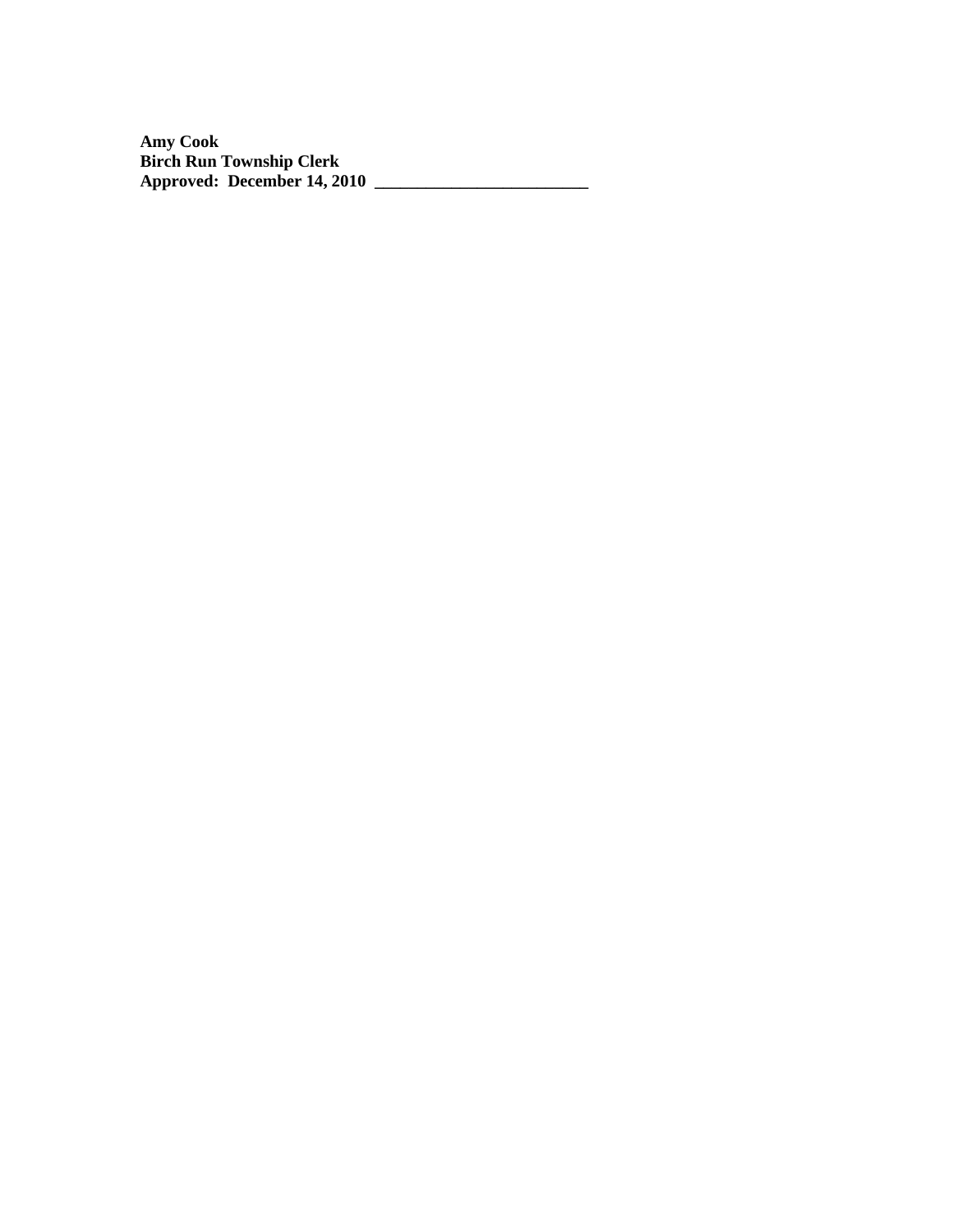**Amy Cook**
**Birch Run Township Clerk**
**Approved: December 14, 2010 _________________________**